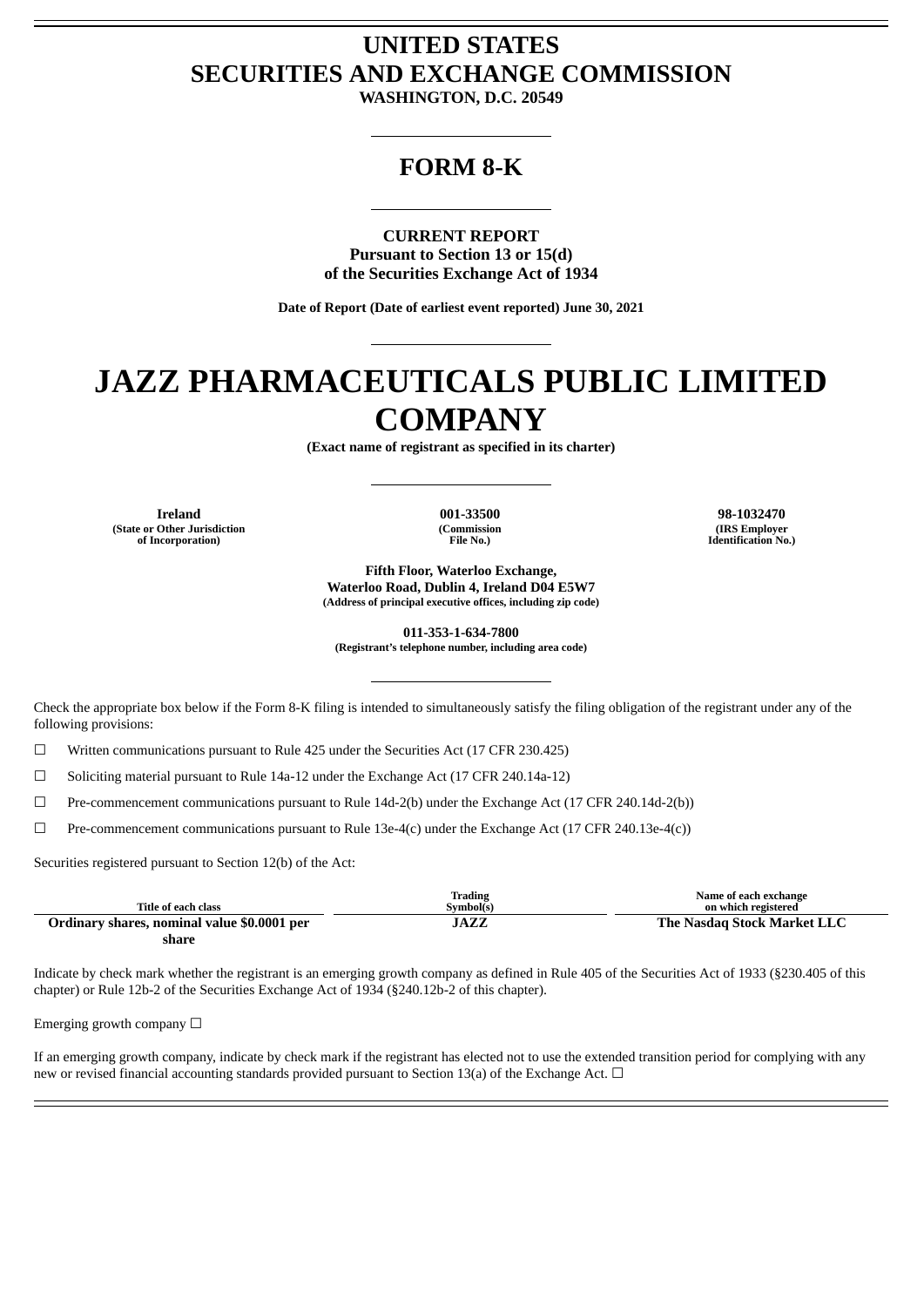# UNITED STATES
# SECURITIES AND EXCHANGE COMMISSION

**WASHINGTON, D.C. 20549**

---

## FORM 8-K

---

**CURRENT REPORT**
**Pursuant to Section 13 or 15(d)**
**of the Securities Exchange Act of 1934**

**Date of Report (Date of earliest event reported) June 30, 2021**

---

# JAZZ PHARMACEUTICALS PUBLIC LIMITED COMPANY

**(Exact name of registrant as specified in its charter)**

---

| Ireland | 001-33500 | 98-1032470 |
|---|---|---|
| (State or Other Jurisdiction of Incorporation) | (Commission File No.) | (IRS Employer Identification No.) |

**Fifth Floor, Waterloo Exchange,**
**Waterloo Road, Dublin 4, Ireland D04 E5W7**
**(Address of principal executive offices, including zip code)**

**011-353-1-634-7800**
**(Registrant's telephone number, including area code)**

---

Check the appropriate box below if the Form 8-K filing is intended to simultaneously satisfy the filing obligation of the registrant under any of the following provisions:

☐ Written communications pursuant to Rule 425 under the Securities Act (17 CFR 230.425)

☐ Soliciting material pursuant to Rule 14a-12 under the Exchange Act (17 CFR 240.14a-12)

☐ Pre-commencement communications pursuant to Rule 14d-2(b) under the Exchange Act (17 CFR 240.14d-2(b))

☐ Pre-commencement communications pursuant to Rule 13e-4(c) under the Exchange Act (17 CFR 240.13e-4(c))

Securities registered pursuant to Section 12(b) of the Act:

| Title of each class | Trading Symbol(s) | Name of each exchange on which registered |
|---|---|---|
| **Ordinary shares, nominal value $0.0001 per share** | **JAZZ** | **The Nasdaq Stock Market LLC** |

Indicate by check mark whether the registrant is an emerging growth company as defined in Rule 405 of the Securities Act of 1933 (§230.405 of this chapter) or Rule 12b-2 of the Securities Exchange Act of 1934 (§240.12b-2 of this chapter).

Emerging growth company ☐

If an emerging growth company, indicate by check mark if the registrant has elected not to use the extended transition period for complying with any new or revised financial accounting standards provided pursuant to Section 13(a) of the Exchange Act. ☐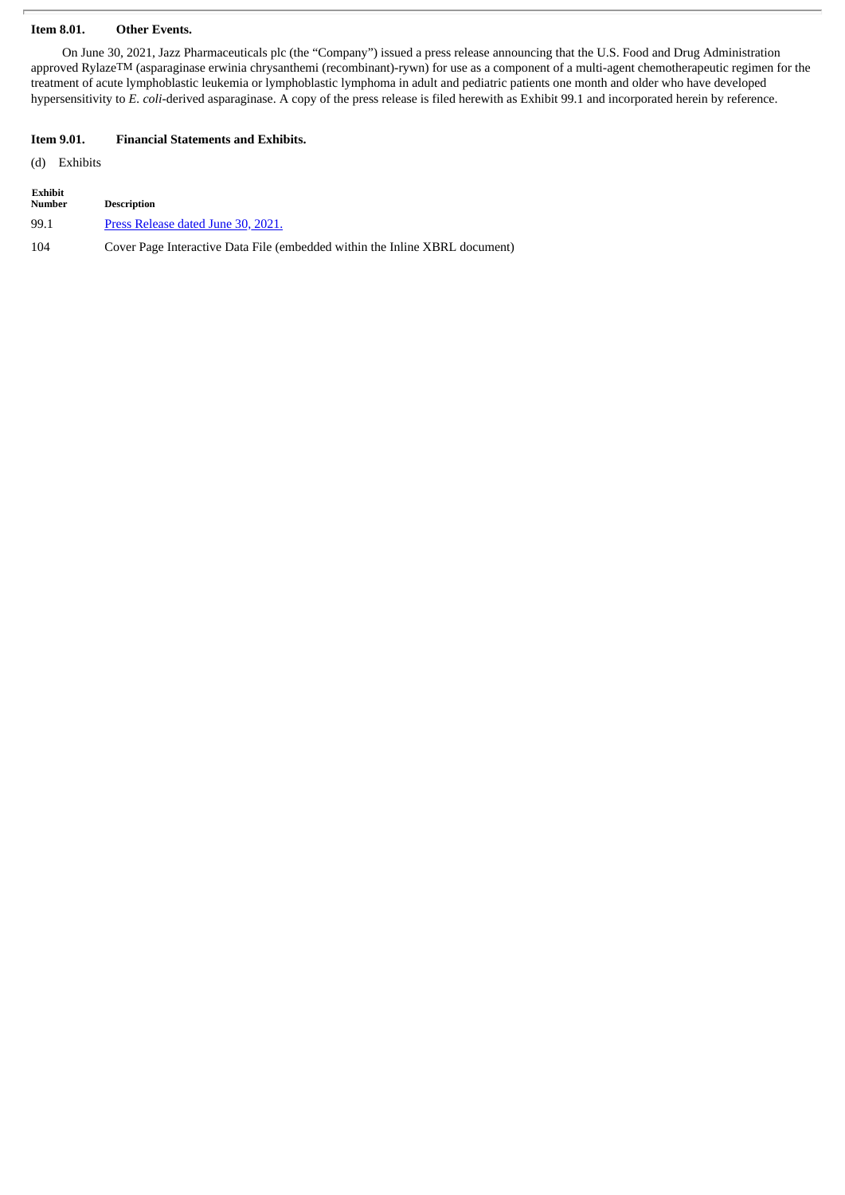**Item 8.01. Other Events.**

On June 30, 2021, Jazz Pharmaceuticals plc (the "Company") issued a press release announcing that the U.S. Food and Drug Administration approved Rylaze™ (asparaginase erwinia chrysanthemi (recombinant)-rywn) for use as a component of a multi-agent chemotherapeutic regimen for the treatment of acute lymphoblastic leukemia or lymphoblastic lymphoma in adult and pediatric patients one month and older who have developed hypersensitivity to *E. coli*-derived asparaginase. A copy of the press release is filed herewith as Exhibit 99.1 and incorporated herein by reference.

**Item 9.01. Financial Statements and Exhibits.**

(d) Exhibits

| Exhibit Number | Description |
|---|---|
| 99.1 | Press Release dated June 30, 2021. |
| 104 | Cover Page Interactive Data File (embedded within the Inline XBRL document) |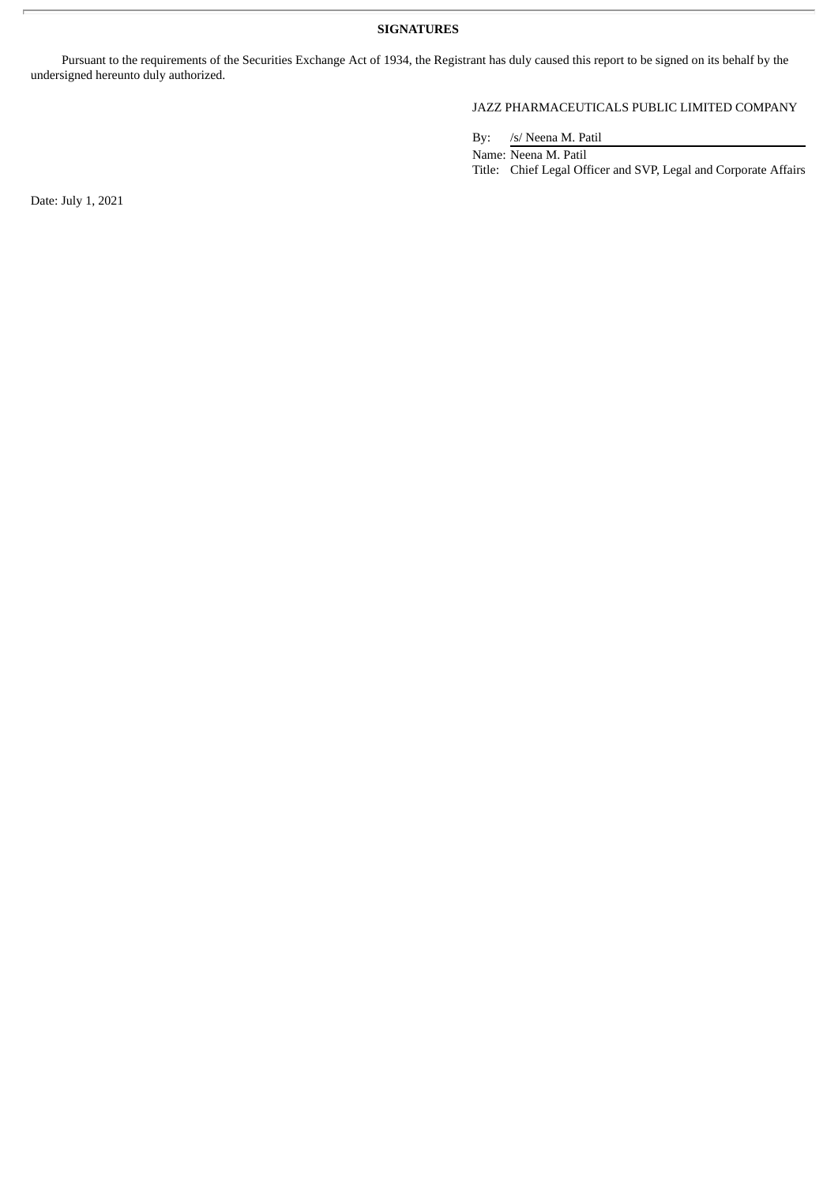**SIGNATURES**

Pursuant to the requirements of the Securities Exchange Act of 1934, the Registrant has duly caused this report to be signed on its behalf by the undersigned hereunto duly authorized.

JAZZ PHARMACEUTICALS PUBLIC LIMITED COMPANY

By: /s/ Neena M. Patil

Name: Neena M. Patil

Title: Chief Legal Officer and SVP, Legal and Corporate Affairs

Date: July 1, 2021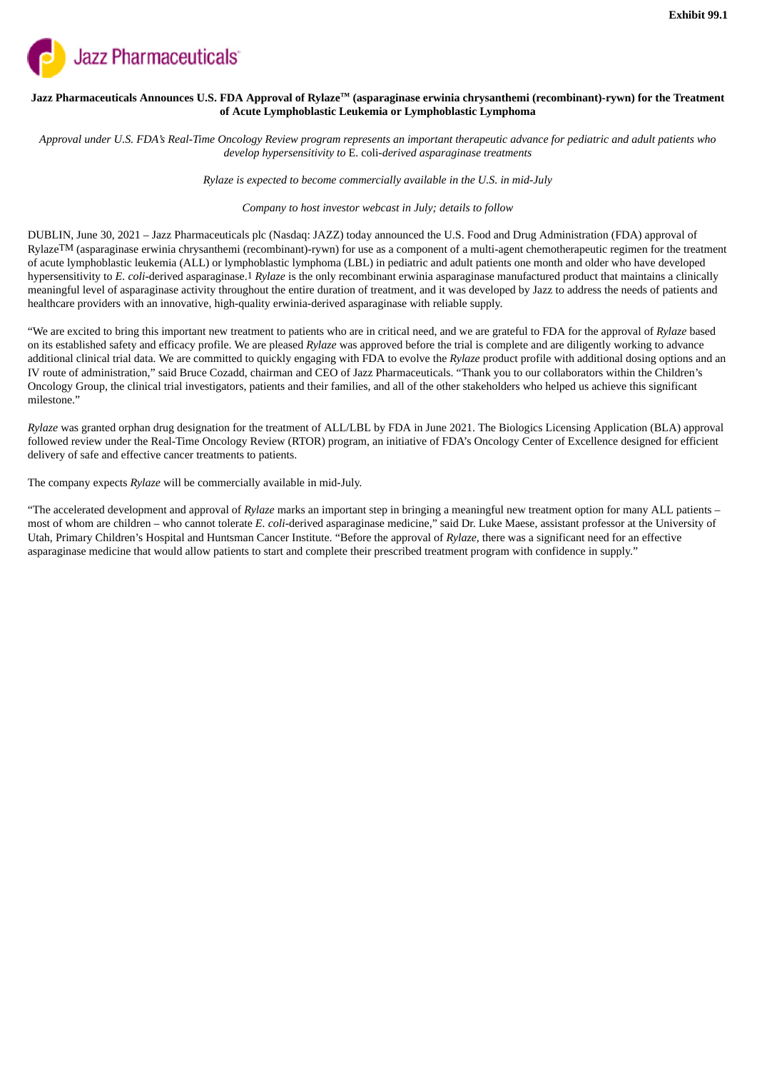Exhibit 99.1

Jazz Pharmaceuticals

**Jazz Pharmaceuticals Announces U.S. FDA Approval of Rylaze™ (asparaginase erwinia chrysanthemi (recombinant)-rywn) for the Treatment of Acute Lymphoblastic Leukemia or Lymphoblastic Lymphoma**

*Approval under U.S. FDA's Real-Time Oncology Review program represents an important therapeutic advance for pediatric and adult patients who develop hypersensitivity to* E. coli*-derived asparaginase treatments*

*Rylaze is expected to become commercially available in the U.S. in mid-July*

*Company to host investor webcast in July; details to follow*

DUBLIN, June 30, 2021 – Jazz Pharmaceuticals plc (Nasdaq: JAZZ) today announced the U.S. Food and Drug Administration (FDA) approval of Rylaze™ (asparaginase erwinia chrysanthemi (recombinant)-rywn) for use as a component of a multi-agent chemotherapeutic regimen for the treatment of acute lymphoblastic leukemia (ALL) or lymphoblastic lymphoma (LBL) in pediatric and adult patients one month and older who have developed hypersensitivity to *E. coli*-derived asparaginase.[1] *Rylaze* is the only recombinant erwinia asparaginase manufactured product that maintains a clinically meaningful level of asparaginase activity throughout the entire duration of treatment, and it was developed by Jazz to address the needs of patients and healthcare providers with an innovative, high-quality erwinia-derived asparaginase with reliable supply.

"We are excited to bring this important new treatment to patients who are in critical need, and we are grateful to FDA for the approval of *Rylaze* based on its established safety and efficacy profile. We are pleased *Rylaze* was approved before the trial is complete and are diligently working to advance additional clinical trial data. We are committed to quickly engaging with FDA to evolve the *Rylaze* product profile with additional dosing options and an IV route of administration," said Bruce Cozadd, chairman and CEO of Jazz Pharmaceuticals. "Thank you to our collaborators within the Children's Oncology Group, the clinical trial investigators, patients and their families, and all of the other stakeholders who helped us achieve this significant milestone."

*Rylaze* was granted orphan drug designation for the treatment of ALL/LBL by FDA in June 2021. The Biologics Licensing Application (BLA) approval followed review under the Real-Time Oncology Review (RTOR) program, an initiative of FDA's Oncology Center of Excellence designed for efficient delivery of safe and effective cancer treatments to patients.

The company expects *Rylaze* will be commercially available in mid-July.

"The accelerated development and approval of *Rylaze* marks an important step in bringing a meaningful new treatment option for many ALL patients – most of whom are children – who cannot tolerate *E. coli*-derived asparaginase medicine," said Dr. Luke Maese, assistant professor at the University of Utah, Primary Children's Hospital and Huntsman Cancer Institute. "Before the approval of *Rylaze*, there was a significant need for an effective asparaginase medicine that would allow patients to start and complete their prescribed treatment program with confidence in supply."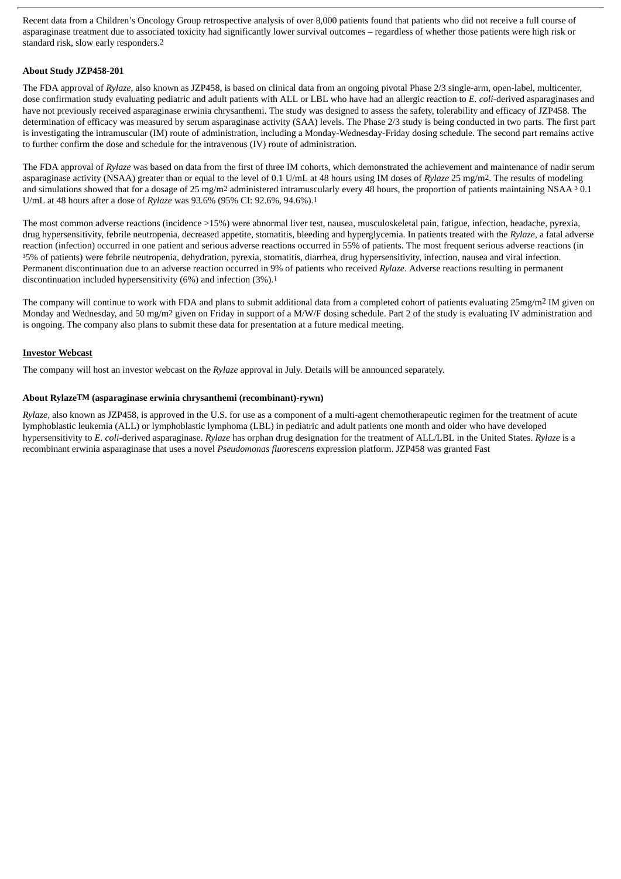Recent data from a Children's Oncology Group retrospective analysis of over 8,000 patients found that patients who did not receive a full course of asparaginase treatment due to associated toxicity had significantly lower survival outcomes – regardless of whether those patients were high risk or standard risk, slow early responders.[2]

**About Study JZP458-201**

The FDA approval of *Rylaze*, also known as JZP458, is based on clinical data from an ongoing pivotal Phase 2/3 single-arm, open-label, multicenter, dose confirmation study evaluating pediatric and adult patients with ALL or LBL who have had an allergic reaction to *E. coli*-derived asparaginases and have not previously received asparaginase erwinia chrysanthemi. The study was designed to assess the safety, tolerability and efficacy of JZP458. The determination of efficacy was measured by serum asparaginase activity (SAA) levels. The Phase 2/3 study is being conducted in two parts. The first part is investigating the intramuscular (IM) route of administration, including a Monday-Wednesday-Friday dosing schedule. The second part remains active to further confirm the dose and schedule for the intravenous (IV) route of administration.

The FDA approval of *Rylaze* was based on data from the first of three IM cohorts, which demonstrated the achievement and maintenance of nadir serum asparaginase activity (NSAA) greater than or equal to the level of 0.1 U/mL at 48 hours using IM doses of *Rylaze* 25 mg/m$^2$. The results of modeling and simulations showed that for a dosage of 25 mg/m$^2$ administered intramuscularly every 48 hours, the proportion of patients maintaining NSAA $\geq$ 0.1 U/mL at 48 hours after a dose of *Rylaze* was 93.6% (95% CI: 92.6%, 94.6%).[1]

The most common adverse reactions (incidence >15%) were abnormal liver test, nausea, musculoskeletal pain, fatigue, infection, headache, pyrexia, drug hypersensitivity, febrile neutropenia, decreased appetite, stomatitis, bleeding and hyperglycemia. In patients treated with the *Rylaze*, a fatal adverse reaction (infection) occurred in one patient and serious adverse reactions occurred in 55% of patients. The most frequent serious adverse reactions (in $\geq$5% of patients) were febrile neutropenia, dehydration, pyrexia, stomatitis, diarrhea, drug hypersensitivity, infection, nausea and viral infection. Permanent discontinuation due to an adverse reaction occurred in 9% of patients who received *Rylaze*. Adverse reactions resulting in permanent discontinuation included hypersensitivity (6%) and infection (3%).[1]

The company will continue to work with FDA and plans to submit additional data from a completed cohort of patients evaluating 25mg/m$^2$ IM given on Monday and Wednesday, and 50 mg/m$^2$ given on Friday in support of a M/W/F dosing schedule. Part 2 of the study is evaluating IV administration and is ongoing. The company also plans to submit these data for presentation at a future medical meeting.

**Investor Webcast**

The company will host an investor webcast on the *Rylaze* approval in July. Details will be announced separately.

**About Rylaze™ (asparaginase erwinia chrysanthemi (recombinant)-rywn)**

*Rylaze*, also known as JZP458, is approved in the U.S. for use as a component of a multi-agent chemotherapeutic regimen for the treatment of acute lymphoblastic leukemia (ALL) or lymphoblastic lymphoma (LBL) in pediatric and adult patients one month and older who have developed hypersensitivity to *E. coli*-derived asparaginase. *Rylaze* has orphan drug designation for the treatment of ALL/LBL in the United States. *Rylaze* is a recombinant erwinia asparaginase that uses a novel *Pseudomonas fluorescens* expression platform. JZP458 was granted Fast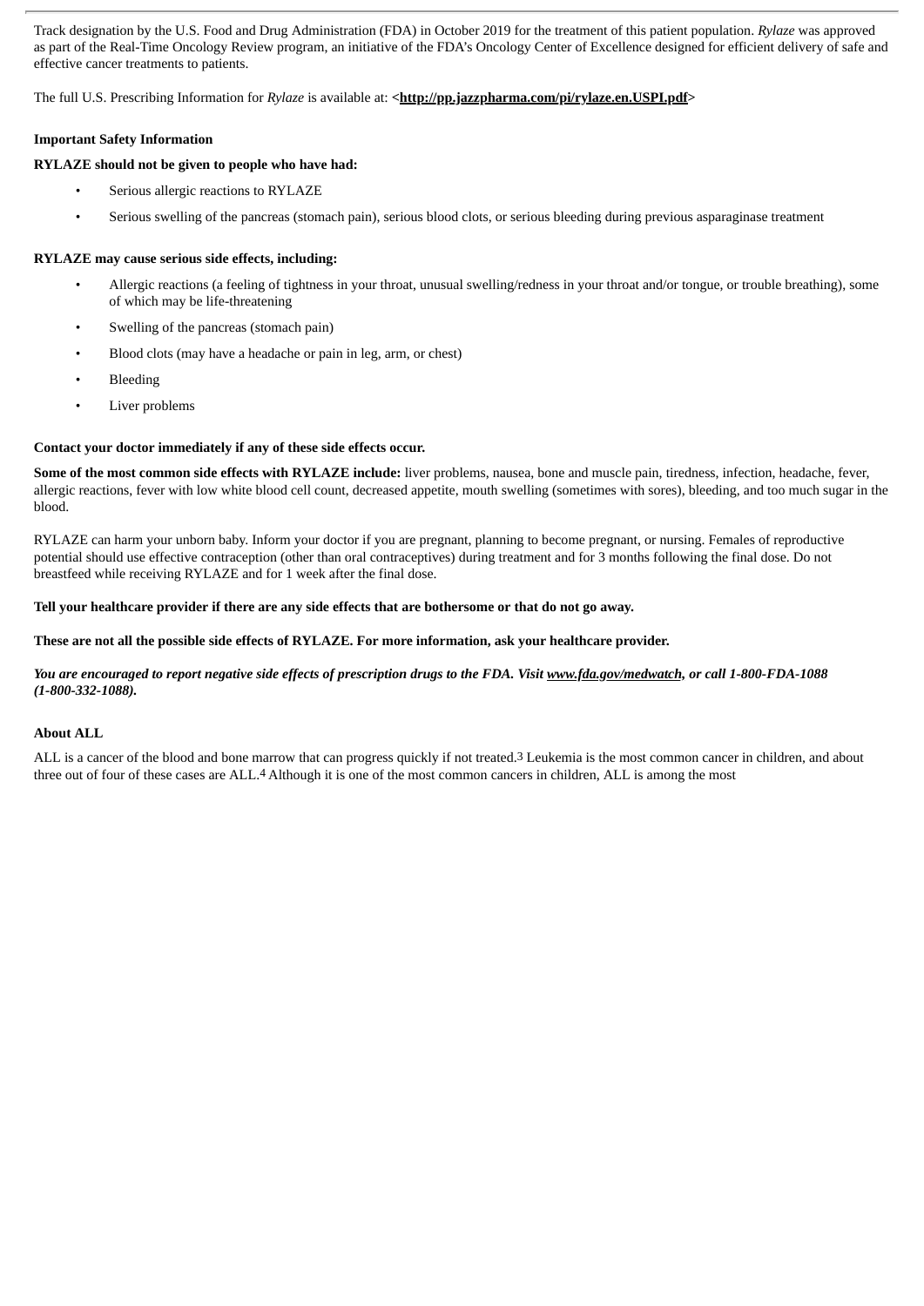Track designation by the U.S. Food and Drug Administration (FDA) in October 2019 for the treatment of this patient population. *Rylaze* was approved as part of the Real-Time Oncology Review program, an initiative of the FDA's Oncology Center of Excellence designed for efficient delivery of safe and effective cancer treatments to patients.

The full U.S. Prescribing Information for *Rylaze* is available at: **<http://pp.jazzpharma.com/pi/rylaze.en.USPI.pdf>**

**Important Safety Information**

**RYLAZE should not be given to people who have had:**

- Serious allergic reactions to RYLAZE
- Serious swelling of the pancreas (stomach pain), serious blood clots, or serious bleeding during previous asparaginase treatment

**RYLAZE may cause serious side effects, including:**

- Allergic reactions (a feeling of tightness in your throat, unusual swelling/redness in your throat and/or tongue, or trouble breathing), some of which may be life-threatening
- Swelling of the pancreas (stomach pain)
- Blood clots (may have a headache or pain in leg, arm, or chest)
- Bleeding
- Liver problems

**Contact your doctor immediately if any of these side effects occur.**

**Some of the most common side effects with RYLAZE include:** liver problems, nausea, bone and muscle pain, tiredness, infection, headache, fever, allergic reactions, fever with low white blood cell count, decreased appetite, mouth swelling (sometimes with sores), bleeding, and too much sugar in the blood.

RYLAZE can harm your unborn baby. Inform your doctor if you are pregnant, planning to become pregnant, or nursing. Females of reproductive potential should use effective contraception (other than oral contraceptives) during treatment and for 3 months following the final dose. Do not breastfeed while receiving RYLAZE and for 1 week after the final dose.

**Tell your healthcare provider if there are any side effects that are bothersome or that do not go away.**

**These are not all the possible side effects of RYLAZE. For more information, ask your healthcare provider.**

***You are encouraged to report negative side effects of prescription drugs to the FDA. Visit www.fda.gov/medwatch, or call 1-800-FDA-1088 (1-800-332-1088).***

**About ALL**

ALL is a cancer of the blood and bone marrow that can progress quickly if not treated.[3] Leukemia is the most common cancer in children, and about three out of four of these cases are ALL.[4] Although it is one of the most common cancers in children, ALL is among the most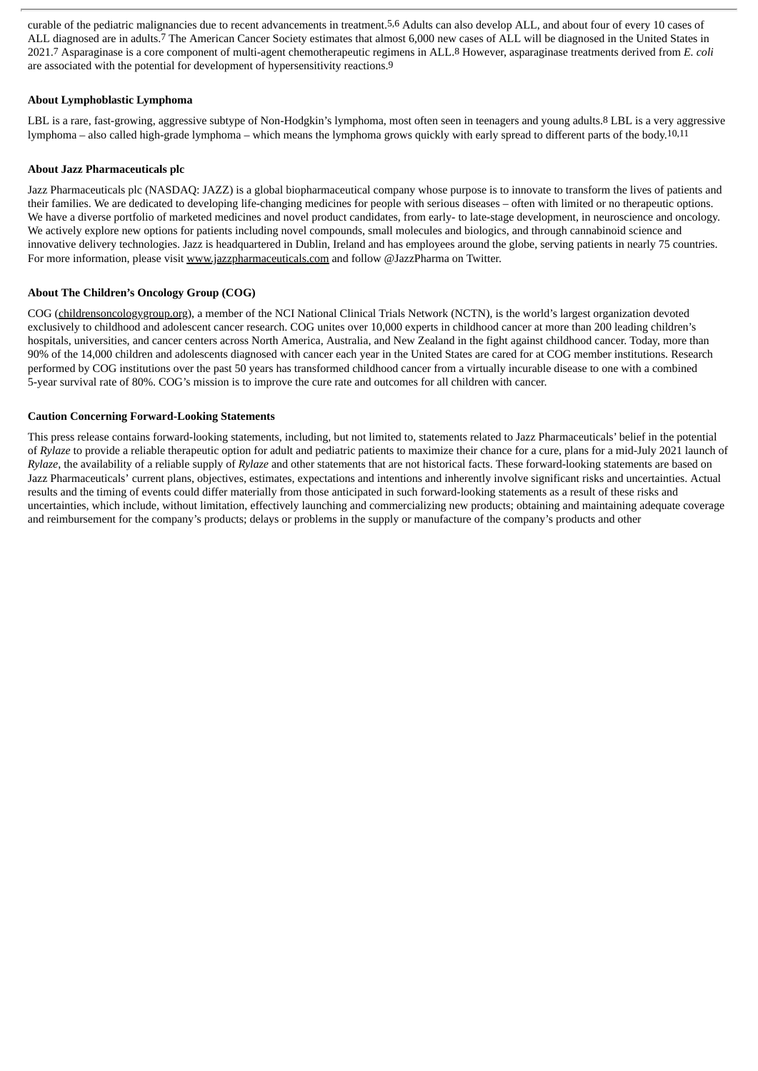curable of the pediatric malignancies due to recent advancements in treatment.[5,6] Adults can also develop ALL, and about four of every 10 cases of ALL diagnosed are in adults.[7] The American Cancer Society estimates that almost 6,000 new cases of ALL will be diagnosed in the United States in 2021.[7] Asparaginase is a core component of multi-agent chemotherapeutic regimens in ALL.[8] However, asparaginase treatments derived from *E. coli* are associated with the potential for development of hypersensitivity reactions.[9]

**About Lymphoblastic Lymphoma**

LBL is a rare, fast-growing, aggressive subtype of Non-Hodgkin's lymphoma, most often seen in teenagers and young adults.[8] LBL is a very aggressive lymphoma – also called high-grade lymphoma – which means the lymphoma grows quickly with early spread to different parts of the body.[10,11]

**About Jazz Pharmaceuticals plc**

Jazz Pharmaceuticals plc (NASDAQ: JAZZ) is a global biopharmaceutical company whose purpose is to innovate to transform the lives of patients and their families. We are dedicated to developing life-changing medicines for people with serious diseases – often with limited or no therapeutic options. We have a diverse portfolio of marketed medicines and novel product candidates, from early- to late-stage development, in neuroscience and oncology. We actively explore new options for patients including novel compounds, small molecules and biologics, and through cannabinoid science and innovative delivery technologies. Jazz is headquartered in Dublin, Ireland and has employees around the globe, serving patients in nearly 75 countries. For more information, please visit www.jazzpharmaceuticals.com and follow @JazzPharma on Twitter.

**About The Children's Oncology Group (COG)**

COG (childrensoncologygroup.org), a member of the NCI National Clinical Trials Network (NCTN), is the world's largest organization devoted exclusively to childhood and adolescent cancer research. COG unites over 10,000 experts in childhood cancer at more than 200 leading children's hospitals, universities, and cancer centers across North America, Australia, and New Zealand in the fight against childhood cancer. Today, more than 90% of the 14,000 children and adolescents diagnosed with cancer each year in the United States are cared for at COG member institutions. Research performed by COG institutions over the past 50 years has transformed childhood cancer from a virtually incurable disease to one with a combined 5-year survival rate of 80%. COG's mission is to improve the cure rate and outcomes for all children with cancer.

**Caution Concerning Forward-Looking Statements**

This press release contains forward-looking statements, including, but not limited to, statements related to Jazz Pharmaceuticals' belief in the potential of *Rylaze* to provide a reliable therapeutic option for adult and pediatric patients to maximize their chance for a cure, plans for a mid-July 2021 launch of *Rylaze*, the availability of a reliable supply of *Rylaze* and other statements that are not historical facts. These forward-looking statements are based on Jazz Pharmaceuticals' current plans, objectives, estimates, expectations and intentions and inherently involve significant risks and uncertainties. Actual results and the timing of events could differ materially from those anticipated in such forward-looking statements as a result of these risks and uncertainties, which include, without limitation, effectively launching and commercializing new products; obtaining and maintaining adequate coverage and reimbursement for the company's products; delays or problems in the supply or manufacture of the company's products and other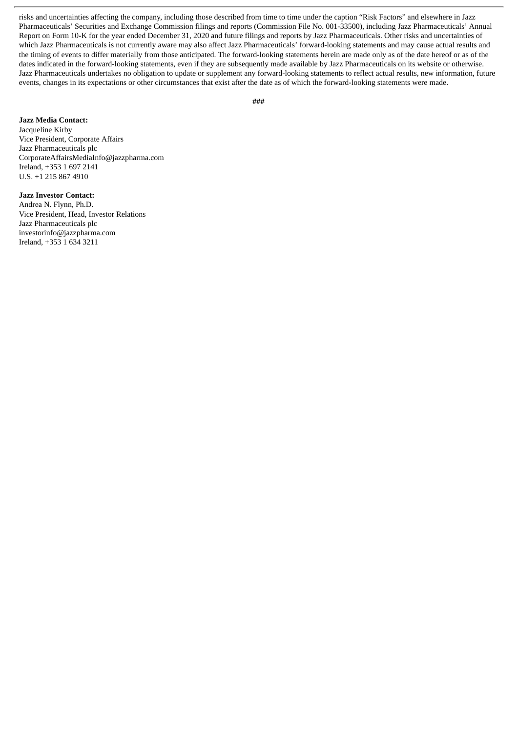risks and uncertainties affecting the company, including those described from time to time under the caption "Risk Factors" and elsewhere in Jazz Pharmaceuticals' Securities and Exchange Commission filings and reports (Commission File No. 001-33500), including Jazz Pharmaceuticals' Annual Report on Form 10-K for the year ended December 31, 2020 and future filings and reports by Jazz Pharmaceuticals. Other risks and uncertainties of which Jazz Pharmaceuticals is not currently aware may also affect Jazz Pharmaceuticals' forward-looking statements and may cause actual results and the timing of events to differ materially from those anticipated. The forward-looking statements herein are made only as of the date hereof or as of the dates indicated in the forward-looking statements, even if they are subsequently made available by Jazz Pharmaceuticals on its website or otherwise. Jazz Pharmaceuticals undertakes no obligation to update or supplement any forward-looking statements to reflect actual results, new information, future events, changes in its expectations or other circumstances that exist after the date as of which the forward-looking statements were made.

###

**Jazz Media Contact:**
Jacqueline Kirby
Vice President, Corporate Affairs
Jazz Pharmaceuticals plc
CorporateAffairsMediaInfo@jazzpharma.com
Ireland, +353 1 697 2141
U.S. +1 215 867 4910

**Jazz Investor Contact:**
Andrea N. Flynn, Ph.D.
Vice President, Head, Investor Relations
Jazz Pharmaceuticals plc
investorinfo@jazzpharma.com
Ireland, +353 1 634 3211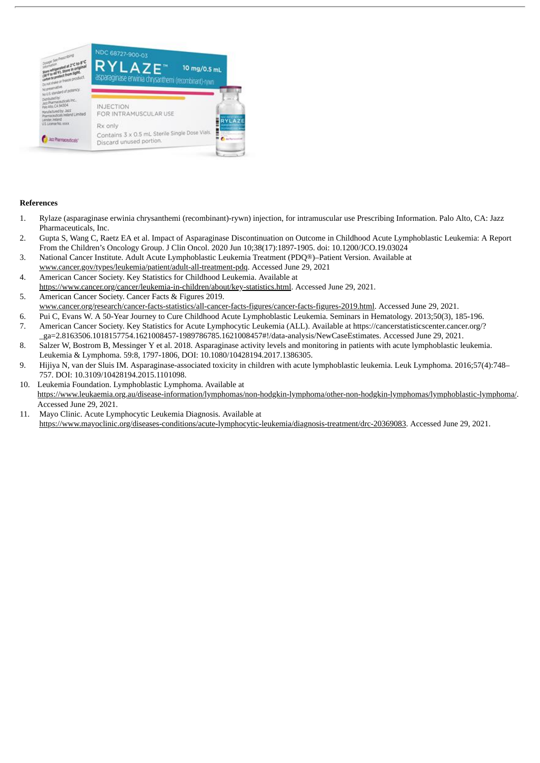**References**

1. Rylaze (asparaginase erwinia chrysanthemi (recombinant)-rywn) injection, for intramuscular use Prescribing Information. Palo Alto, CA: Jazz Pharmaceuticals, Inc.
2. Gupta S, Wang C, Raetz EA et al. Impact of Asparaginase Discontinuation on Outcome in Childhood Acute Lymphoblastic Leukemia: A Report From the Children's Oncology Group. J Clin Oncol. 2020 Jun 10;38(17):1897-1905. doi: 10.1200/JCO.19.03024
3. National Cancer Institute. Adult Acute Lymphoblastic Leukemia Treatment (PDQ®)–Patient Version. Available at www.cancer.gov/types/leukemia/patient/adult-all-treatment-pdq. Accessed June 29, 2021
4. American Cancer Society. Key Statistics for Childhood Leukemia. Available at https://www.cancer.org/cancer/leukemia-in-children/about/key-statistics.html. Accessed June 29, 2021.
5. American Cancer Society. Cancer Facts & Figures 2019. www.cancer.org/research/cancer-facts-statistics/all-cancer-facts-figures/cancer-facts-figures-2019.html. Accessed June 29, 2021.
6. Pui C, Evans W. A 50-Year Journey to Cure Childhood Acute Lymphoblastic Leukemia. Seminars in Hematology. 2013;50(3), 185-196.
7. American Cancer Society. Key Statistics for Acute Lymphocytic Leukemia (ALL). Available at https://cancerstatisticscenter.cancer.org/?_ga=2.8163506.1018157754.1621008457-1989786785.1621008457#!/data-analysis/NewCaseEstimates. Accessed June 29, 2021.
8. Salzer W, Bostrom B, Messinger Y et al. 2018. Asparaginase activity levels and monitoring in patients with acute lymphoblastic leukemia. Leukemia & Lymphoma. 59:8, 1797-1806, DOI: 10.1080/10428194.2017.1386305.
9. Hijiya N, van der Sluis IM. Asparaginase-associated toxicity in children with acute lymphoblastic leukemia. Leuk Lymphoma. 2016;57(4):748–757. DOI: 10.3109/10428194.2015.1101098.
10. Leukemia Foundation. Lymphoblastic Lymphoma. Available at https://www.leukaemia.org.au/disease-information/lymphomas/non-hodgkin-lymphoma/other-non-hodgkin-lymphomas/lymphoblastic-lymphoma/. Accessed June 29, 2021.
11. Mayo Clinic. Acute Lymphocytic Leukemia Diagnosis. Available at https://www.mayoclinic.org/diseases-conditions/acute-lymphocytic-leukemia/diagnosis-treatment/drc-20369083. Accessed June 29, 2021.